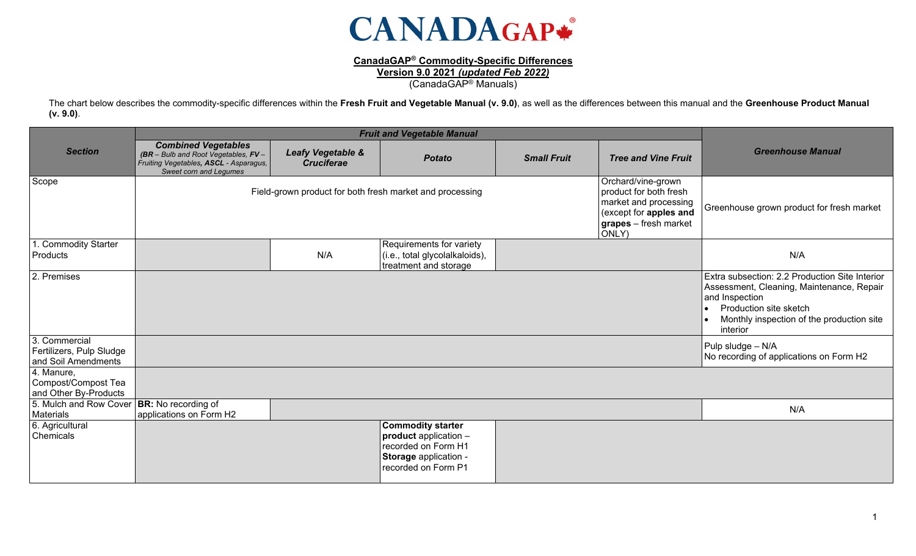# CANADAGAP®

**CanadaGAP® Commodity-Specific Differences**
**Version 9.0 2021 *(updated Feb 2022)***
(CanadaGAP® Manuals)

The chart below describes the commodity-specific differences within the **Fresh Fruit and Vegetable Manual (v. 9.0)**, as well as the differences between this manual and the **Greenhouse Product Manual (v. 9.0)**.

| Section | *Fruit and Vegetable Manual* | | | | | Greenhouse Manual |
|---|---|---|---|---|---|---|
| | **Combined Vegetables** *(BR – Bulb and Root Vegetables, FV – Fruiting Vegetables, ASCL - Asparagus, Sweet corn and Legumes)* | **Leafy Vegetable & Cruciferae** | **Potato** | **Small Fruit** | **Tree and Vine Fruit** | |
| Scope | Field-grown product for both fresh market and processing | | | | Orchard/vine-grown product for both fresh market and processing (except for **apples and grapes** – fresh market ONLY) | Greenhouse grown product for fresh market |
| 1. Commodity Starter Products | | N/A | Requirements for variety (i.e., total glycolalkaloids), treatment and storage | | | N/A |
| 2. Premises | | | | | | Extra subsection: 2.2 Production Site Interior Assessment, Cleaning, Maintenance, Repair and Inspection<br>• Production site sketch<br>• Monthly inspection of the production site interior |
| 3. Commercial Fertilizers, Pulp Sludge and Soil Amendments | | | | | | Pulp sludge – N/A<br>No recording of applications on Form H2 |
| 4. Manure, Compost/Compost Tea and Other By-Products | | | | | | |
| 5. Mulch and Row Cover Materials | **BR:** No recording of applications on Form H2 | | | | | N/A |
| 6. Agricultural Chemicals | | | **Commodity starter product** application – recorded on Form H1<br>**Storage** application - recorded on Form P1 | | | |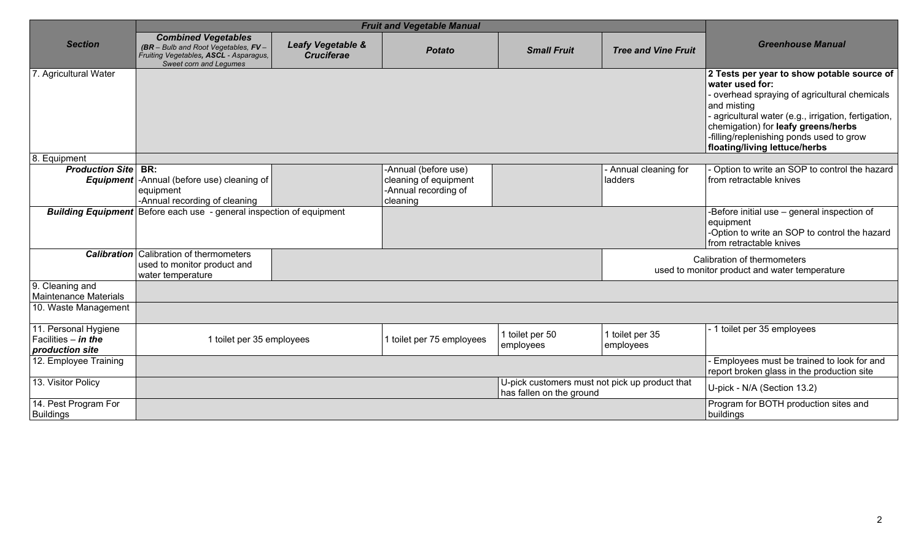| Section | Fruit and Vegetable Manual | | | | | Greenhouse Manual |
|---|---|---|---|---|---|---|
| | **Combined Vegetables** *(BR – Bulb and Root Vegetables, FV – Fruiting Vegetables, ASCL - Asparagus, Sweet corn and Legumes* | **Leafy Vegetable & Cruciferae** | **Potato** | **Small Fruit** | **Tree and Vine Fruit** | |
| 7. Agricultural Water | | | | | | **2 Tests per year to show potable source of water used for:**<br>- overhead spraying of agricultural chemicals and misting<br>- agricultural water (e.g., irrigation, fertigation, chemigation) for **leafy greens/herbs**<br>-filling/replenishing ponds used to grow **floating/living lettuce/herbs** |
| 8. Equipment | | | | | | |
| ***Production Site Equipment*** | **BR:**<br>-Annual (before use) cleaning of equipment<br>-Annual recording of cleaning | | -Annual (before use) cleaning of equipment<br>-Annual recording of cleaning | | - Annual cleaning for ladders | - Option to write an SOP to control the hazard from retractable knives |
| ***Building Equipment*** | Before each use - general inspection of equipment | | | | | -Before initial use – general inspection of equipment<br>-Option to write an SOP to control the hazard from retractable knives |
| ***Calibration*** | Calibration of thermometers used to monitor product and water temperature | | | | Calibration of thermometers used to monitor product and water temperature | |
| 9. Cleaning and Maintenance Materials | | | | | | |
| 10. Waste Management | | | | | | |
| 11. Personal Hygiene Facilities – ***in the production site*** | 1 toilet per 35 employees | | 1 toilet per 75 employees | 1 toilet per 50 employees | 1 toilet per 35 employees | - 1 toilet per 35 employees |
| 12. Employee Training | | | | | | - Employees must be trained to look for and report broken glass in the production site |
| 13. Visitor Policy | | | | U-pick customers must not pick up product that has fallen on the ground | | U-pick - N/A (Section 13.2) |
| 14. Pest Program For Buildings | | | | | | Program for BOTH production sites and buildings |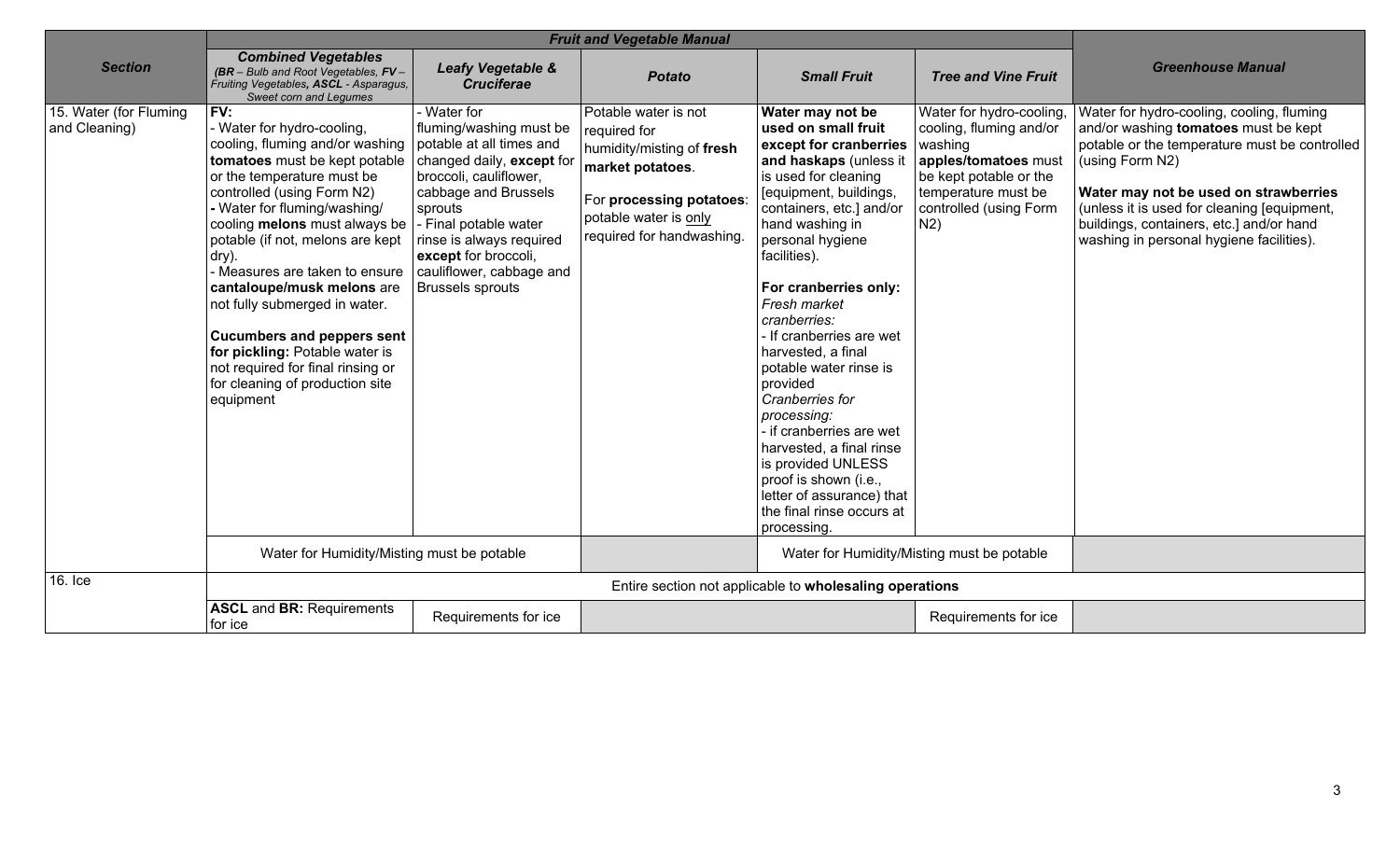| Section | Fruit and Vegetable Manual | | | | | Greenhouse Manual |
|---|---|---|---|---|---|---|
| | ***Combined Vegetables*** ***(BR** – Bulb and Root Vegetables, **FV** – Fruiting Vegetables**, ASCL** - Asparagus, Sweet corn and Legumes)* | ***Leafy Vegetable & Cruciferae*** | ***Potato*** | ***Small Fruit*** | ***Tree and Vine Fruit*** | |
| 15. Water (for Fluming and Cleaning) | **FV:** - Water for hydro-cooling, cooling, fluming and/or washing **tomatoes** must be kept potable or the temperature must be controlled (using Form N2) **-** Water for fluming/washing/ cooling **melons** must always be potable (if not, melons are kept dry). - Measures are taken to ensure **cantaloupe/musk melons** are not fully submerged in water. **Cucumbers and peppers sent for pickling:** Potable water is not required for final rinsing or for cleaning of production site equipment | - Water for fluming/washing must be potable at all times and changed daily, **except** for broccoli, cauliflower, cabbage and Brussels sprouts - Final potable water rinse is always required **except** for broccoli, cauliflower, cabbage and Brussels sprouts | Potable water is not required for humidity/misting of **fresh market potatoes**. For **processing potatoes**: potable water is only required for handwashing. | **Water may not be used on small fruit except for cranberries and haskaps** (unless it is used for cleaning [equipment, buildings, containers, etc.] and/or hand washing in personal hygiene facilities). **For cranberries only:** *Fresh market cranberries:* - If cranberries are wet harvested, a final potable water rinse is provided *Cranberries for processing:* - if cranberries are wet harvested, a final rinse is provided UNLESS proof is shown (i.e., letter of assurance) that the final rinse occurs at processing. | Water for hydro-cooling, cooling, fluming and/or washing **apples/tomatoes** must be kept potable or the temperature must be controlled (using Form N2) | Water for hydro-cooling, cooling, fluming and/or washing **tomatoes** must be kept potable or the temperature must be controlled (using Form N2) **Water may not be used on strawberries** (unless it is used for cleaning [equipment, buildings, containers, etc.] and/or hand washing in personal hygiene facilities). |
| | Water for Humidity/Misting must be potable | | | Water for Humidity/Misting must be potable | | |
| 16. Ice | Entire section not applicable to **wholesaling operations** | | | | | |
| | **ASCL** and **BR:** Requirements for ice | Requirements for ice | | | Requirements for ice | |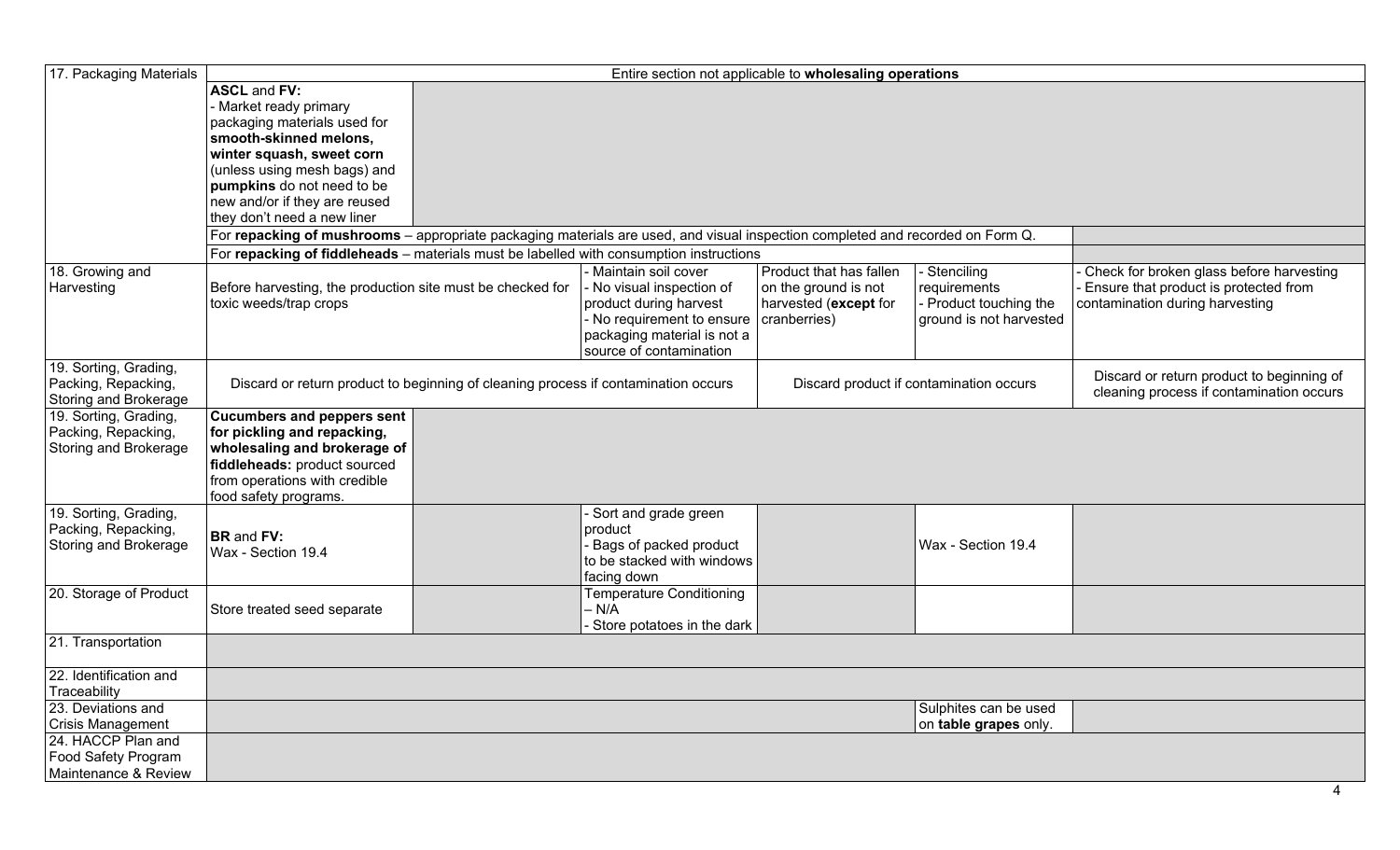| 17. Packaging Materials | Entire section not applicable to **wholesaling operations** | | | | | |
|---|---|---|---|---|---|---|
| | **ASCL** and **FV:** - Market ready primary packaging materials used for **smooth-skinned melons, winter squash, sweet corn** (unless using mesh bags) and **pumpkins** do not need to be new and/or if they are reused they don't need a new liner | | | | | |
| | For **repacking of mushrooms** – appropriate packaging materials are used, and visual inspection completed and recorded on Form Q. | | | | | |
| | For **repacking of fiddleheads** – materials must be labelled with consumption instructions | | | | | |
| 18. Growing and Harvesting | Before harvesting, the production site must be checked for toxic weeds/trap crops | | - Maintain soil cover - No visual inspection of product during harvest - No requirement to ensure packaging material is not a source of contamination | Product that has fallen on the ground is not harvested (**except** for cranberries) | - Stenciling requirements - Product touching the ground is not harvested | - Check for broken glass before harvesting - Ensure that product is protected from contamination during harvesting |
| 19. Sorting, Grading, Packing, Repacking, Storing and Brokerage | Discard or return product to beginning of cleaning process if contamination occurs | | | Discard product if contamination occurs | | Discard or return product to beginning of cleaning process if contamination occurs |
| 19. Sorting, Grading, Packing, Repacking, Storing and Brokerage | **Cucumbers and peppers sent for pickling and repacking, wholesaling and brokerage of fiddleheads:** product sourced from operations with credible food safety programs. | | | | | |
| 19. Sorting, Grading, Packing, Repacking, Storing and Brokerage | **BR** and **FV:** Wax - Section 19.4 | | - Sort and grade green product - Bags of packed product to be stacked with windows facing down | | Wax - Section 19.4 | |
| 20. Storage of Product | Store treated seed separate | | Temperature Conditioning – N/A - Store potatoes in the dark | | | |
| 21. Transportation | | | | | | |
| 22. Identification and Traceability | | | | | | |
| 23. Deviations and Crisis Management | | | | | Sulphites can be used on **table grapes** only. | |
| 24. HACCP Plan and Food Safety Program Maintenance & Review | | | | | | |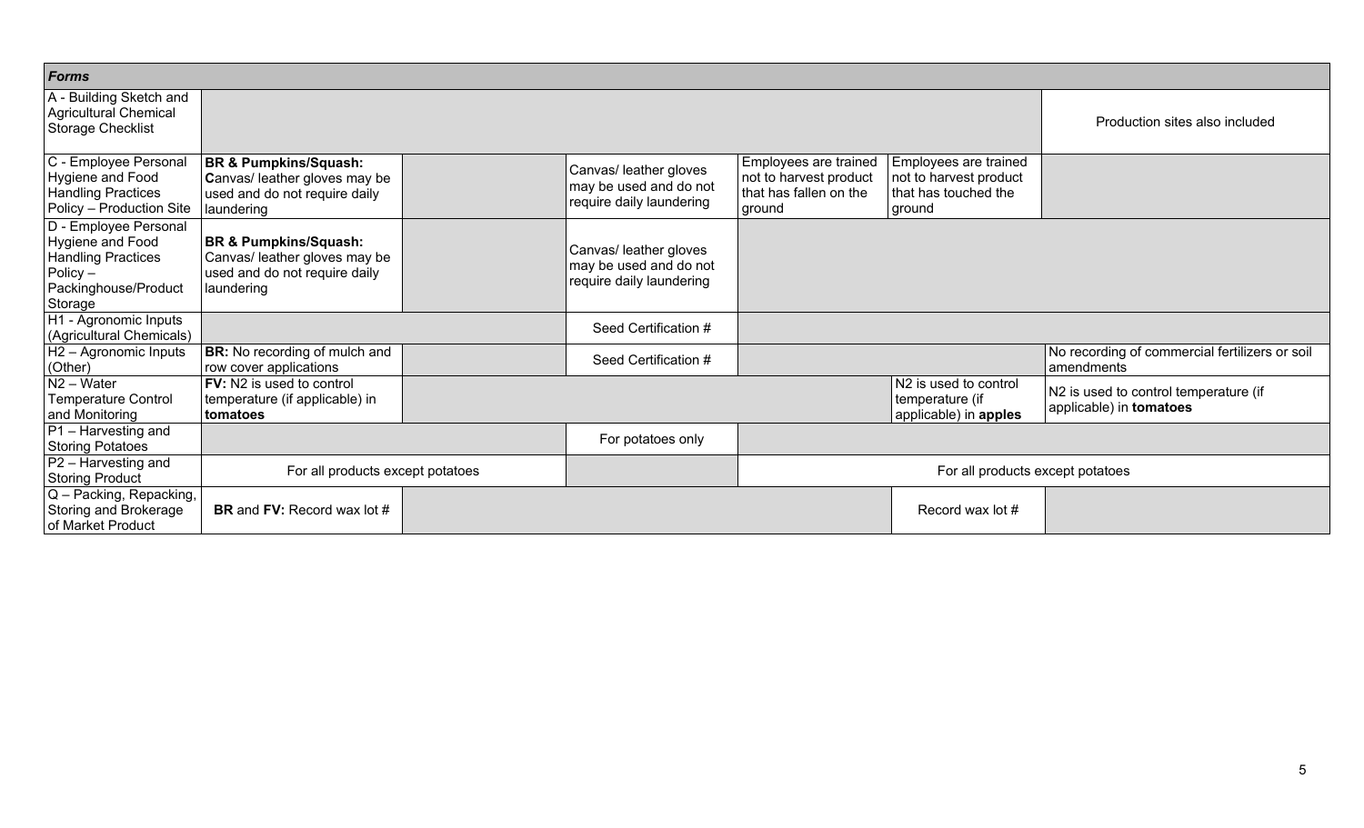| ***Forms*** | | | | | | |
|---|---|---|---|---|---|---|
| A - Building Sketch and Agricultural Chemical Storage Checklist | | | | | | Production sites also included |
| C - Employee Personal Hygiene and Food Handling Practices Policy – Production Site | **BR & Pumpkins/Squash:** **C**anvas/ leather gloves may be used and do not require daily laundering | | Canvas/ leather gloves may be used and do not require daily laundering | Employees are trained not to harvest product that has fallen on the ground | Employees are trained not to harvest product that has touched the ground | |
| D - Employee Personal Hygiene and Food Handling Practices Policy – Packinghouse/Product Storage | **BR & Pumpkins/Squash:** Canvas/ leather gloves may be used and do not require daily laundering | | Canvas/ leather gloves may be used and do not require daily laundering | | | |
| H1 - Agronomic Inputs (Agricultural Chemicals) | | | Seed Certification # | | | |
| H2 – Agronomic Inputs (Other) | **BR:** No recording of mulch and row cover applications | | Seed Certification # | | | No recording of commercial fertilizers or soil amendments |
| N2 – Water Temperature Control and Monitoring | **FV:** N2 is used to control temperature (if applicable) in **tomatoes** | | | | N2 is used to control temperature (if applicable) in **apples** | N2 is used to control temperature (if applicable) in **tomatoes** |
| P1 – Harvesting and Storing Potatoes | | | For potatoes only | | | |
| P2 – Harvesting and Storing Product | For all products except potatoes | | | For all products except potatoes | | |
| Q – Packing, Repacking, Storing and Brokerage of Market Product | **BR** and **FV:** Record wax lot # | | | | Record wax lot # | |